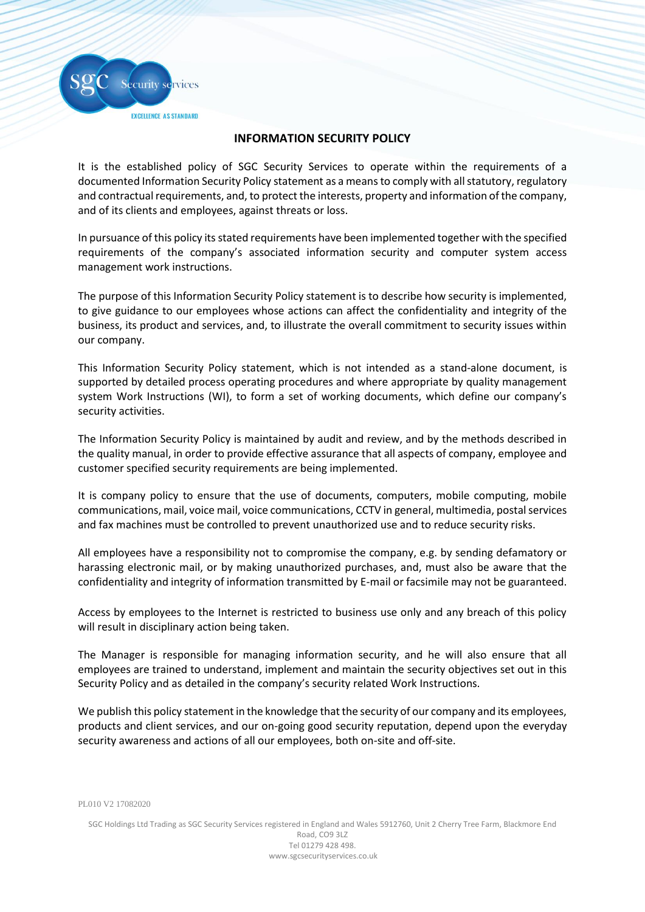# INFORMATION SECURITY POLICY

It is the established policy of SGC Security Services to operate within the requirements of a documented Information Security Policy statement as a means to comply with all statutory, regulatory and contractual requirements, and, to protect the interests, property and information of the company, and of its clients and employees, against threats or loss.

In pursuance of this policy its stated requirements have been implemented together with the specified requirements of the company's associated information security and computer system access management work instructions.

The purpose of this Information Security Policy statement is to describe how security is implemented, to give guidance to our employees whose actions can affect the confidentiality and integrity of the business, its product and services, and, to illustrate the overall commitment to security issues within our company.

This Information Security Policy statement, which is not intended as a stand-alone document, is supported by detailed process operating procedures and where appropriate by quality management system Work Instructions (WI), to form a set of working documents, which define our company's security activities.

The Information Security Policy is maintained by audit and review, and by the methods described in the quality manual, in order to provide effective assurance that all aspects of company, employee and customer specified security requirements are being implemented.

It is company policy to ensure that the use of documents, computers, mobile computing, mobile communications, mail, voice mail, voice communications, CCTV in general, multimedia, postal services and fax machines must be controlled to prevent unauthorized use and to reduce security risks.

All employees have a responsibility not to compromise the company, e.g. by sending defamatory or harassing electronic mail, or by making unauthorized purchases, and, must also be aware that the confidentiality and integrity of information transmitted by E-mail or facsimile may not be guaranteed.

Access by employees to the Internet is restricted to business use only and any breach of this policy will result in disciplinary action being taken.

The Manager is responsible for managing information security, and he will also ensure that all employees are trained to understand, implement and maintain the security objectives set out in this Security Policy and as detailed in the company's security related Work Instructions.

We publish this policy statement in the knowledge that the security of our company and its employees, products and client services, and our on-going good security reputation, depend upon the everyday security awareness and actions of all our employees, both on-site and off-site.

PL010 V2 17082020

SGC Holdings Ltd Trading as SGC Security Services registered in England and Wales 5912760, Unit 2 Cherry Tree Farm, Blackmore End Road, CO9 3LZ
Tel 01279 428 498.
www.sgcsecurityservices.co.uk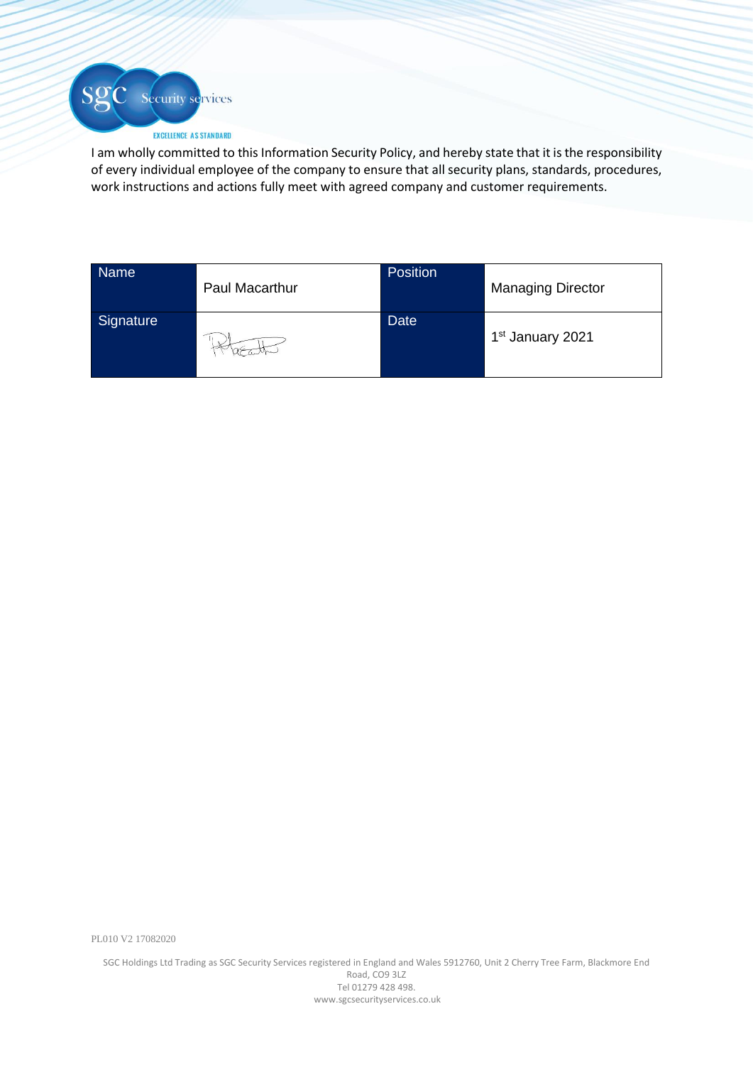I am wholly committed to this Information Security Policy, and hereby state that it is the responsibility of every individual employee of the company to ensure that all security plans, standards, procedures, work instructions and actions fully meet with agreed company and customer requirements.

| | | | |
|---|---|---|---|
| Name | Paul Macarthur | Position | Managing Director |
| Signature | | Date | 1st January 2021 |

PL010 V2 17082020

SGC Holdings Ltd Trading as SGC Security Services registered in England and Wales 5912760, Unit 2 Cherry Tree Farm, Blackmore End Road, CO9 3LZ
Tel 01279 428 498.
www.sgcsecurityservices.co.uk